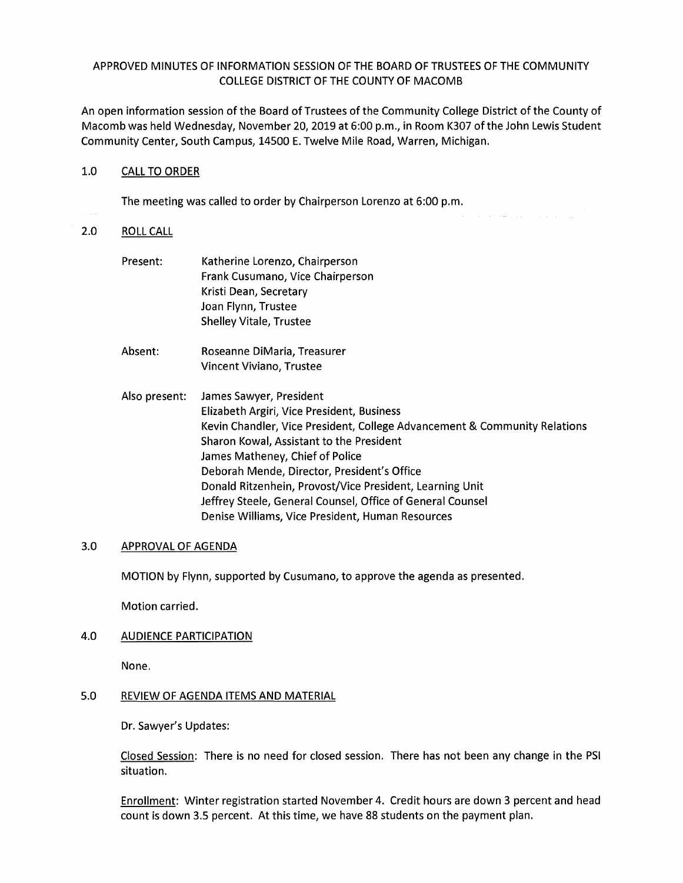# APPROVED MINUTES OF INFORMATION SESSION OF THE BOARD OF TRUSTEES OF THE COMMUNITY COLLEGE DISTRICT OF THE COUNTY OF MACOMB

An open information session of the Board of Trustees of the Community College District of the County of Macomb was held Wednesday, November 20, 2019 at 6:00 p.m., in Room K307 of the John Lewis Student Community Center, South Campus, 14500 E. Twelve Mile Road, Warren, Michigan.

## 1.0 CALL TO ORDER

The meeting was called to order by Chairperson Lorenzo at 6:00 p.m.

## 2.0 ROLL CALL

Present:
- Katherine Lorenzo, Chairperson
- Frank Cusumano, Vice Chairperson
- Kristi Dean, Secretary
- Joan Flynn, Trustee
- Shelley Vitale, Trustee

Absent:
- Roseanne DiMaria, Treasurer
- Vincent Viviano, Trustee

Also present:
- James Sawyer, President
- Elizabeth Argiri, Vice President, Business
- Kevin Chandler, Vice President, College Advancement & Community Relations
- Sharon Kowal, Assistant to the President
- James Matheney, Chief of Police
- Deborah Mende, Director, President's Office
- Donald Ritzenhein, Provost/Vice President, Learning Unit
- Jeffrey Steele, General Counsel, Office of General Counsel
- Denise Williams, Vice President, Human Resources

## 3.0 APPROVAL OF AGENDA

MOTION by Flynn, supported by Cusumano, to approve the agenda as presented.

Motion carried.

## 4.0 AUDIENCE PARTICIPATION

None.

## 5.0 REVIEW OF AGENDA ITEMS AND MATERIAL

Dr. Sawyer's Updates:

Closed Session: There is no need for closed session. There has not been any change in the PSI situation.

Enrollment: Winter registration started November 4. Credit hours are down 3 percent and head count is down 3.5 percent. At this time, we have 88 students on the payment plan.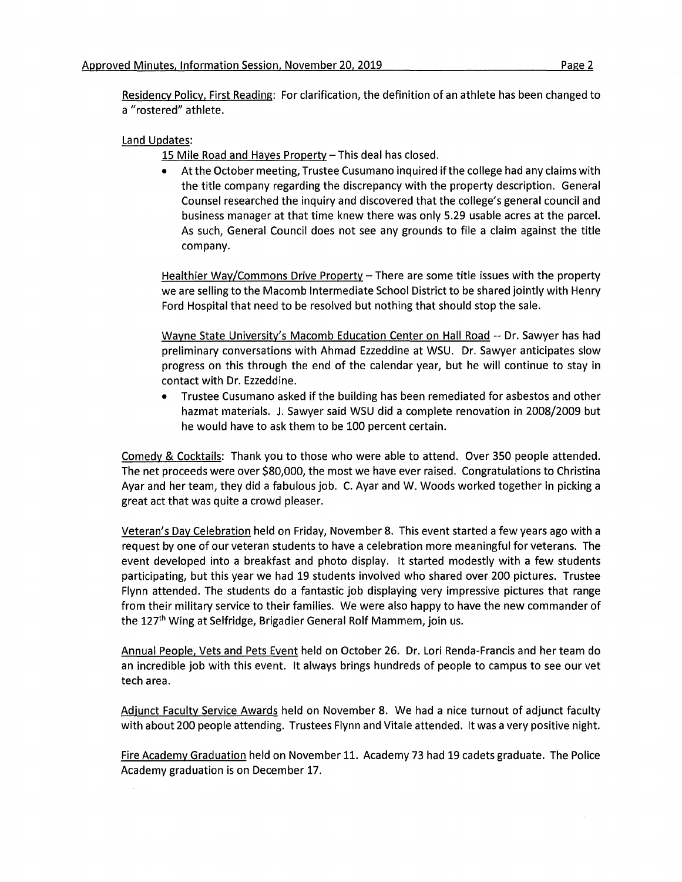Residency Policy, First Reading: For clarification, the definition of an athlete has been changed to a "rostered" athlete.

Land Updates:

15 Mile Road and Hayes Property – This deal has closed.

- At the October meeting, Trustee Cusumano inquired if the college had any claims with the title company regarding the discrepancy with the property description. General Counsel researched the inquiry and discovered that the college's general council and business manager at that time knew there was only 5.29 usable acres at the parcel. As such, General Council does not see any grounds to file a claim against the title company.

Healthier Way/Commons Drive Property – There are some title issues with the property we are selling to the Macomb Intermediate School District to be shared jointly with Henry Ford Hospital that need to be resolved but nothing that should stop the sale.

Wayne State University's Macomb Education Center on Hall Road -- Dr. Sawyer has had preliminary conversations with Ahmad Ezzeddine at WSU. Dr. Sawyer anticipates slow progress on this through the end of the calendar year, but he will continue to stay in contact with Dr. Ezzeddine.

- Trustee Cusumano asked if the building has been remediated for asbestos and other hazmat materials. J. Sawyer said WSU did a complete renovation in 2008/2009 but he would have to ask them to be 100 percent certain.

Comedy & Cocktails: Thank you to those who were able to attend. Over 350 people attended. The net proceeds were over $80,000, the most we have ever raised. Congratulations to Christina Ayar and her team, they did a fabulous job. C. Ayar and W. Woods worked together in picking a great act that was quite a crowd pleaser.

Veteran's Day Celebration held on Friday, November 8. This event started a few years ago with a request by one of our veteran students to have a celebration more meaningful for veterans. The event developed into a breakfast and photo display. It started modestly with a few students participating, but this year we had 19 students involved who shared over 200 pictures. Trustee Flynn attended. The students do a fantastic job displaying very impressive pictures that range from their military service to their families. We were also happy to have the new commander of the 127th Wing at Selfridge, Brigadier General Rolf Mammem, join us.

Annual People, Vets and Pets Event held on October 26. Dr. Lori Renda-Francis and her team do an incredible job with this event. It always brings hundreds of people to campus to see our vet tech area.

Adjunct Faculty Service Awards held on November 8. We had a nice turnout of adjunct faculty with about 200 people attending. Trustees Flynn and Vitale attended. It was a very positive night.

Fire Academy Graduation held on November 11. Academy 73 had 19 cadets graduate. The Police Academy graduation is on December 17.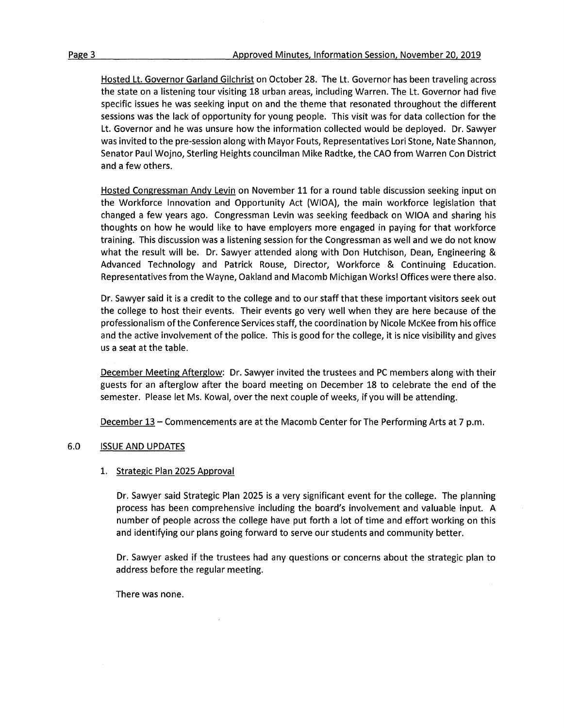Hosted Lt. Governor Garland Gilchrist on October 28. The Lt. Governor has been traveling across the state on a listening tour visiting 18 urban areas, including Warren. The Lt. Governor had five specific issues he was seeking input on and the theme that resonated throughout the different sessions was the lack of opportunity for young people. This visit was for data collection for the Lt. Governor and he was unsure how the information collected would be deployed. Dr. Sawyer was invited to the pre-session along with Mayor Fouts, Representatives Lori Stone, Nate Shannon, Senator Paul Wojno, Sterling Heights councilman Mike Radtke, the CAO from Warren Con District and a few others.

Hosted Congressman Andy Levin on November 11 for a round table discussion seeking input on the Workforce Innovation and Opportunity Act (WIOA), the main workforce legislation that changed a few years ago. Congressman Levin was seeking feedback on WIOA and sharing his thoughts on how he would like to have employers more engaged in paying for that workforce training. This discussion was a listening session for the Congressman as well and we do not know what the result will be. Dr. Sawyer attended along with Don Hutchison, Dean, Engineering & Advanced Technology and Patrick Rouse, Director, Workforce & Continuing Education. Representatives from the Wayne, Oakland and Macomb Michigan Works! Offices were there also.

Dr. Sawyer said it is a credit to the college and to our staff that these important visitors seek out the college to host their events. Their events go very well when they are here because of the professionalism of the Conference Services staff, the coordination by Nicole McKee from his office and the active involvement of the police. This is good for the college, it is nice visibility and gives us a seat at the table.

December Meeting Afterglow: Dr. Sawyer invited the trustees and PC members along with their guests for an afterglow after the board meeting on December 18 to celebrate the end of the semester. Please let Ms. Kowal, over the next couple of weeks, if you will be attending.

December 13 – Commencements are at the Macomb Center for The Performing Arts at 7 p.m.

## 6.0 ISSUE AND UPDATES

1. Strategic Plan 2025 Approval

   Dr. Sawyer said Strategic Plan 2025 is a very significant event for the college. The planning process has been comprehensive including the board's involvement and valuable input. A number of people across the college have put forth a lot of time and effort working on this and identifying our plans going forward to serve our students and community better.

   Dr. Sawyer asked if the trustees had any questions or concerns about the strategic plan to address before the regular meeting.

   There was none.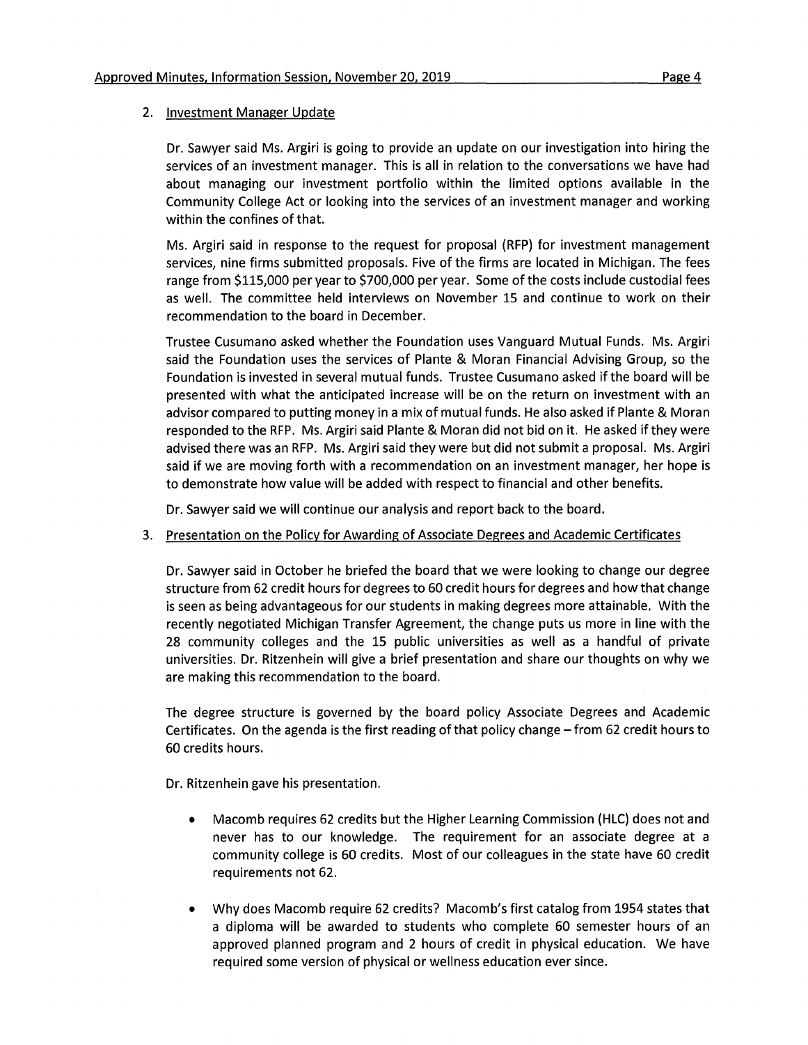2. Investment Manager Update

Dr. Sawyer said Ms. Argiri is going to provide an update on our investigation into hiring the services of an investment manager. This is all in relation to the conversations we have had about managing our investment portfolio within the limited options available in the Community College Act or looking into the services of an investment manager and working within the confines of that.

Ms. Argiri said in response to the request for proposal (RFP) for investment management services, nine firms submitted proposals. Five of the firms are located in Michigan. The fees range from $115,000 per year to $700,000 per year. Some of the costs include custodial fees as well. The committee held interviews on November 15 and continue to work on their recommendation to the board in December.

Trustee Cusumano asked whether the Foundation uses Vanguard Mutual Funds. Ms. Argiri said the Foundation uses the services of Plante & Moran Financial Advising Group, so the Foundation is invested in several mutual funds. Trustee Cusumano asked if the board will be presented with what the anticipated increase will be on the return on investment with an advisor compared to putting money in a mix of mutual funds. He also asked if Plante & Moran responded to the RFP. Ms. Argiri said Plante & Moran did not bid on it. He asked if they were advised there was an RFP. Ms. Argiri said they were but did not submit a proposal. Ms. Argiri said if we are moving forth with a recommendation on an investment manager, her hope is to demonstrate how value will be added with respect to financial and other benefits.

Dr. Sawyer said we will continue our analysis and report back to the board.

3. Presentation on the Policy for Awarding of Associate Degrees and Academic Certificates

Dr. Sawyer said in October he briefed the board that we were looking to change our degree structure from 62 credit hours for degrees to 60 credit hours for degrees and how that change is seen as being advantageous for our students in making degrees more attainable. With the recently negotiated Michigan Transfer Agreement, the change puts us more in line with the 28 community colleges and the 15 public universities as well as a handful of private universities. Dr. Ritzenhein will give a brief presentation and share our thoughts on why we are making this recommendation to the board.

The degree structure is governed by the board policy Associate Degrees and Academic Certificates. On the agenda is the first reading of that policy change – from 62 credit hours to 60 credits hours.

Dr. Ritzenhein gave his presentation.

- Macomb requires 62 credits but the Higher Learning Commission (HLC) does not and never has to our knowledge. The requirement for an associate degree at a community college is 60 credits. Most of our colleagues in the state have 60 credit requirements not 62.

- Why does Macomb require 62 credits? Macomb's first catalog from 1954 states that a diploma will be awarded to students who complete 60 semester hours of an approved planned program and 2 hours of credit in physical education. We have required some version of physical or wellness education ever since.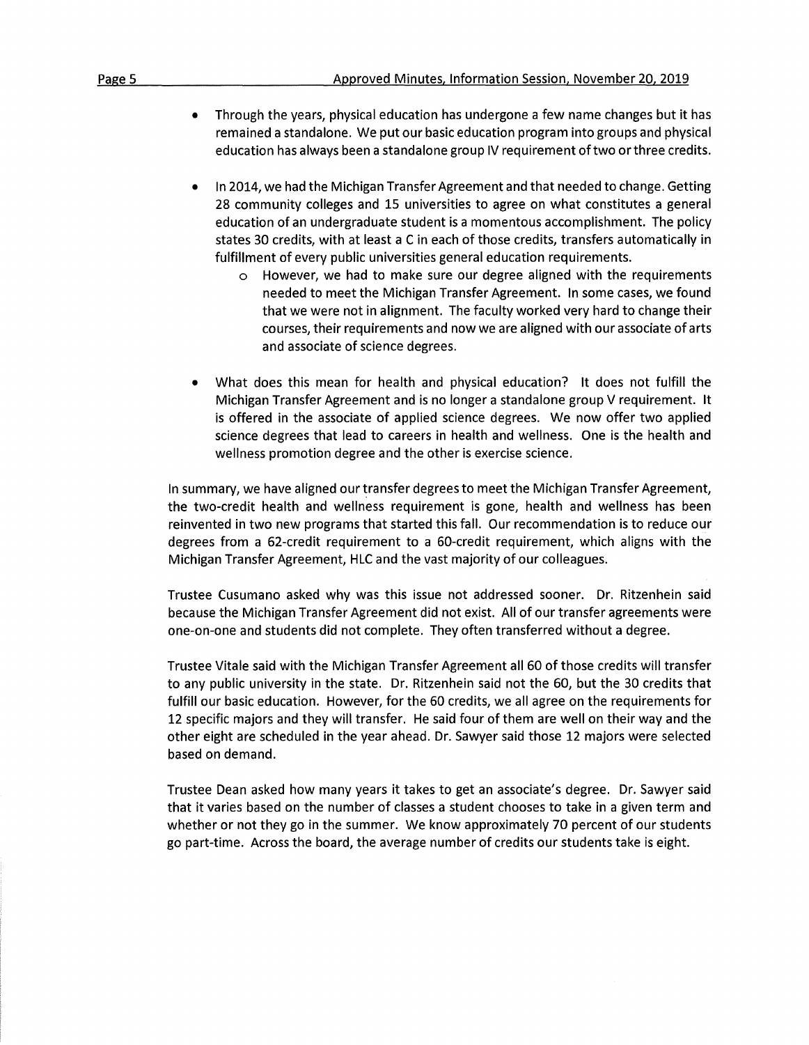- Through the years, physical education has undergone a few name changes but it has remained a standalone. We put our basic education program into groups and physical education has always been a standalone group IV requirement of two or three credits.

- In 2014, we had the Michigan Transfer Agreement and that needed to change. Getting 28 community colleges and 15 universities to agree on what constitutes a general education of an undergraduate student is a momentous accomplishment. The policy states 30 credits, with at least a C in each of those credits, transfers automatically in fulfillment of every public universities general education requirements.
    - However, we had to make sure our degree aligned with the requirements needed to meet the Michigan Transfer Agreement. In some cases, we found that we were not in alignment. The faculty worked very hard to change their courses, their requirements and now we are aligned with our associate of arts and associate of science degrees.

- What does this mean for health and physical education? It does not fulfill the Michigan Transfer Agreement and is no longer a standalone group V requirement. It is offered in the associate of applied science degrees. We now offer two applied science degrees that lead to careers in health and wellness. One is the health and wellness promotion degree and the other is exercise science.

In summary, we have aligned our transfer degrees to meet the Michigan Transfer Agreement, the two-credit health and wellness requirement is gone, health and wellness has been reinvented in two new programs that started this fall. Our recommendation is to reduce our degrees from a 62-credit requirement to a 60-credit requirement, which aligns with the Michigan Transfer Agreement, HLC and the vast majority of our colleagues.

Trustee Cusumano asked why was this issue not addressed sooner. Dr. Ritzenhein said because the Michigan Transfer Agreement did not exist. All of our transfer agreements were one-on-one and students did not complete. They often transferred without a degree.

Trustee Vitale said with the Michigan Transfer Agreement all 60 of those credits will transfer to any public university in the state. Dr. Ritzenhein said not the 60, but the 30 credits that fulfill our basic education. However, for the 60 credits, we all agree on the requirements for 12 specific majors and they will transfer. He said four of them are well on their way and the other eight are scheduled in the year ahead. Dr. Sawyer said those 12 majors were selected based on demand.

Trustee Dean asked how many years it takes to get an associate's degree. Dr. Sawyer said that it varies based on the number of classes a student chooses to take in a given term and whether or not they go in the summer. We know approximately 70 percent of our students go part-time. Across the board, the average number of credits our students take is eight.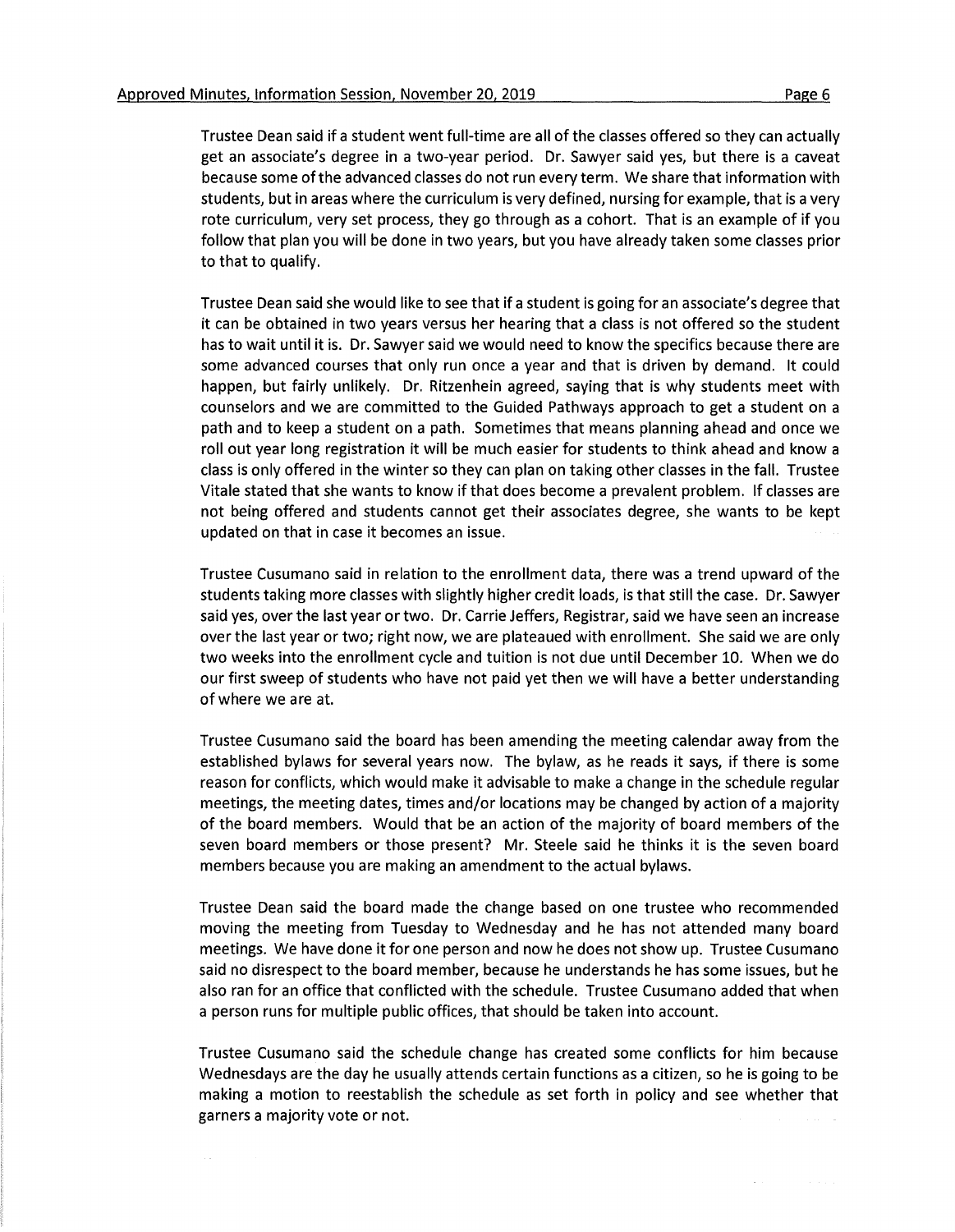Trustee Dean said if a student went full-time are all of the classes offered so they can actually get an associate's degree in a two-year period. Dr. Sawyer said yes, but there is a caveat because some of the advanced classes do not run every term. We share that information with students, but in areas where the curriculum is very defined, nursing for example, that is a very rote curriculum, very set process, they go through as a cohort. That is an example of if you follow that plan you will be done in two years, but you have already taken some classes prior to that to qualify.

Trustee Dean said she would like to see that if a student is going for an associate's degree that it can be obtained in two years versus her hearing that a class is not offered so the student has to wait until it is. Dr. Sawyer said we would need to know the specifics because there are some advanced courses that only run once a year and that is driven by demand. It could happen, but fairly unlikely. Dr. Ritzenhein agreed, saying that is why students meet with counselors and we are committed to the Guided Pathways approach to get a student on a path and to keep a student on a path. Sometimes that means planning ahead and once we roll out year long registration it will be much easier for students to think ahead and know a class is only offered in the winter so they can plan on taking other classes in the fall. Trustee Vitale stated that she wants to know if that does become a prevalent problem. If classes are not being offered and students cannot get their associates degree, she wants to be kept updated on that in case it becomes an issue.

Trustee Cusumano said in relation to the enrollment data, there was a trend upward of the students taking more classes with slightly higher credit loads, is that still the case. Dr. Sawyer said yes, over the last year or two. Dr. Carrie Jeffers, Registrar, said we have seen an increase over the last year or two; right now, we are plateaued with enrollment. She said we are only two weeks into the enrollment cycle and tuition is not due until December 10. When we do our first sweep of students who have not paid yet then we will have a better understanding of where we are at.

Trustee Cusumano said the board has been amending the meeting calendar away from the established bylaws for several years now. The bylaw, as he reads it says, if there is some reason for conflicts, which would make it advisable to make a change in the schedule regular meetings, the meeting dates, times and/or locations may be changed by action of a majority of the board members. Would that be an action of the majority of board members of the seven board members or those present? Mr. Steele said he thinks it is the seven board members because you are making an amendment to the actual bylaws.

Trustee Dean said the board made the change based on one trustee who recommended moving the meeting from Tuesday to Wednesday and he has not attended many board meetings. We have done it for one person and now he does not show up. Trustee Cusumano said no disrespect to the board member, because he understands he has some issues, but he also ran for an office that conflicted with the schedule. Trustee Cusumano added that when a person runs for multiple public offices, that should be taken into account.

Trustee Cusumano said the schedule change has created some conflicts for him because Wednesdays are the day he usually attends certain functions as a citizen, so he is going to be making a motion to reestablish the schedule as set forth in policy and see whether that garners a majority vote or not.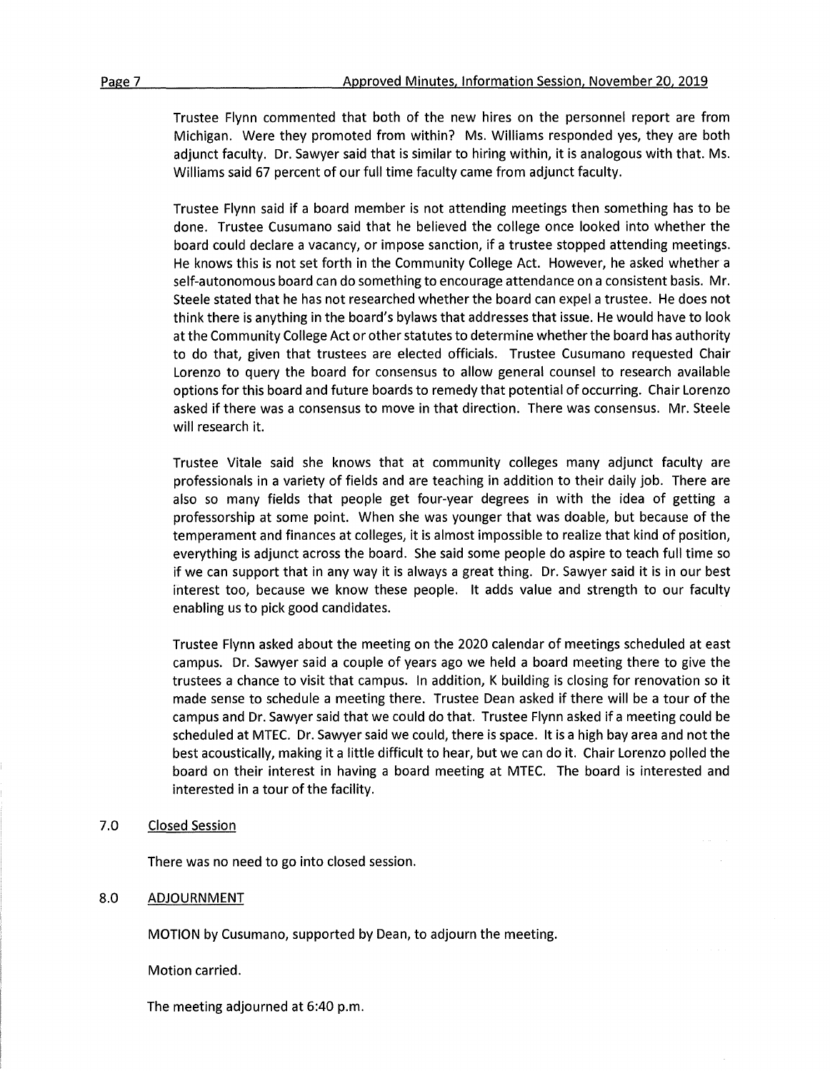Trustee Flynn commented that both of the new hires on the personnel report are from Michigan. Were they promoted from within? Ms. Williams responded yes, they are both adjunct faculty. Dr. Sawyer said that is similar to hiring within, it is analogous with that. Ms. Williams said 67 percent of our full time faculty came from adjunct faculty.

Trustee Flynn said if a board member is not attending meetings then something has to be done. Trustee Cusumano said that he believed the college once looked into whether the board could declare a vacancy, or impose sanction, if a trustee stopped attending meetings. He knows this is not set forth in the Community College Act. However, he asked whether a self-autonomous board can do something to encourage attendance on a consistent basis. Mr. Steele stated that he has not researched whether the board can expel a trustee. He does not think there is anything in the board's bylaws that addresses that issue. He would have to look at the Community College Act or other statutes to determine whether the board has authority to do that, given that trustees are elected officials. Trustee Cusumano requested Chair Lorenzo to query the board for consensus to allow general counsel to research available options for this board and future boards to remedy that potential of occurring. Chair Lorenzo asked if there was a consensus to move in that direction. There was consensus. Mr. Steele will research it.

Trustee Vitale said she knows that at community colleges many adjunct faculty are professionals in a variety of fields and are teaching in addition to their daily job. There are also so many fields that people get four-year degrees in with the idea of getting a professorship at some point. When she was younger that was doable, but because of the temperament and finances at colleges, it is almost impossible to realize that kind of position, everything is adjunct across the board. She said some people do aspire to teach full time so if we can support that in any way it is always a great thing. Dr. Sawyer said it is in our best interest too, because we know these people. It adds value and strength to our faculty enabling us to pick good candidates.

Trustee Flynn asked about the meeting on the 2020 calendar of meetings scheduled at east campus. Dr. Sawyer said a couple of years ago we held a board meeting there to give the trustees a chance to visit that campus. In addition, K building is closing for renovation so it made sense to schedule a meeting there. Trustee Dean asked if there will be a tour of the campus and Dr. Sawyer said that we could do that. Trustee Flynn asked if a meeting could be scheduled at MTEC. Dr. Sawyer said we could, there is space. It is a high bay area and not the best acoustically, making it a little difficult to hear, but we can do it. Chair Lorenzo polled the board on their interest in having a board meeting at MTEC. The board is interested and interested in a tour of the facility.

## 7.0 Closed Session

There was no need to go into closed session.

## 8.0 ADJOURNMENT

MOTION by Cusumano, supported by Dean, to adjourn the meeting.

Motion carried.

The meeting adjourned at 6:40 p.m.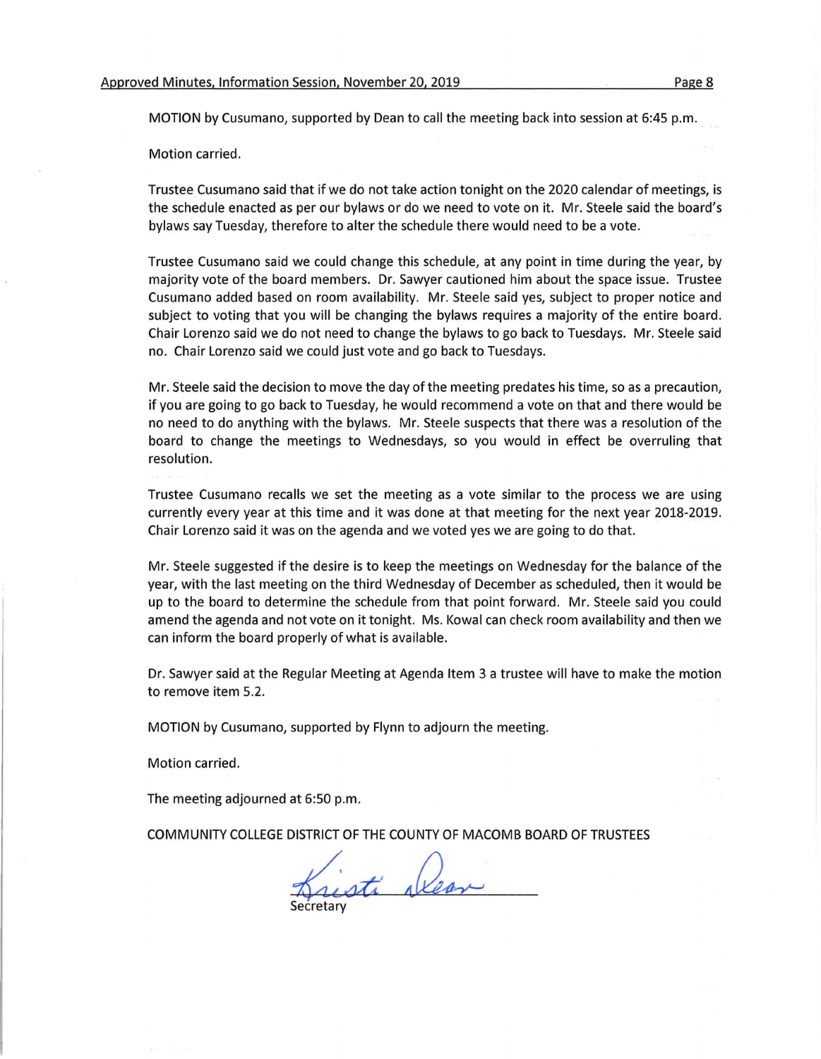MOTION by Cusumano, supported by Dean to call the meeting back into session at 6:45 p.m.

Motion carried.

Trustee Cusumano said that if we do not take action tonight on the 2020 calendar of meetings, is the schedule enacted as per our bylaws or do we need to vote on it. Mr. Steele said the board's bylaws say Tuesday, therefore to alter the schedule there would need to be a vote.

Trustee Cusumano said we could change this schedule, at any point in time during the year, by majority vote of the board members. Dr. Sawyer cautioned him about the space issue. Trustee Cusumano added based on room availability. Mr. Steele said yes, subject to proper notice and subject to voting that you will be changing the bylaws requires a majority of the entire board. Chair Lorenzo said we do not need to change the bylaws to go back to Tuesdays. Mr. Steele said no. Chair Lorenzo said we could just vote and go back to Tuesdays.

Mr. Steele said the decision to move the day of the meeting predates his time, so as a precaution, if you are going to go back to Tuesday, he would recommend a vote on that and there would be no need to do anything with the bylaws. Mr. Steele suspects that there was a resolution of the board to change the meetings to Wednesdays, so you would in effect be overruling that resolution.

Trustee Cusumano recalls we set the meeting as a vote similar to the process we are using currently every year at this time and it was done at that meeting for the next year 2018-2019. Chair Lorenzo said it was on the agenda and we voted yes we are going to do that.

Mr. Steele suggested if the desire is to keep the meetings on Wednesday for the balance of the year, with the last meeting on the third Wednesday of December as scheduled, then it would be up to the board to determine the schedule from that point forward. Mr. Steele said you could amend the agenda and not vote on it tonight. Ms. Kowal can check room availability and then we can inform the board properly of what is available.

Dr. Sawyer said at the Regular Meeting at Agenda Item 3 a trustee will have to make the motion to remove item 5.2.

MOTION by Cusumano, supported by Flynn to adjourn the meeting.

Motion carried.

The meeting adjourned at 6:50 p.m.

COMMUNITY COLLEGE DISTRICT OF THE COUNTY OF MACOMB BOARD OF TRUSTEES

Kristi Dean
Secretary